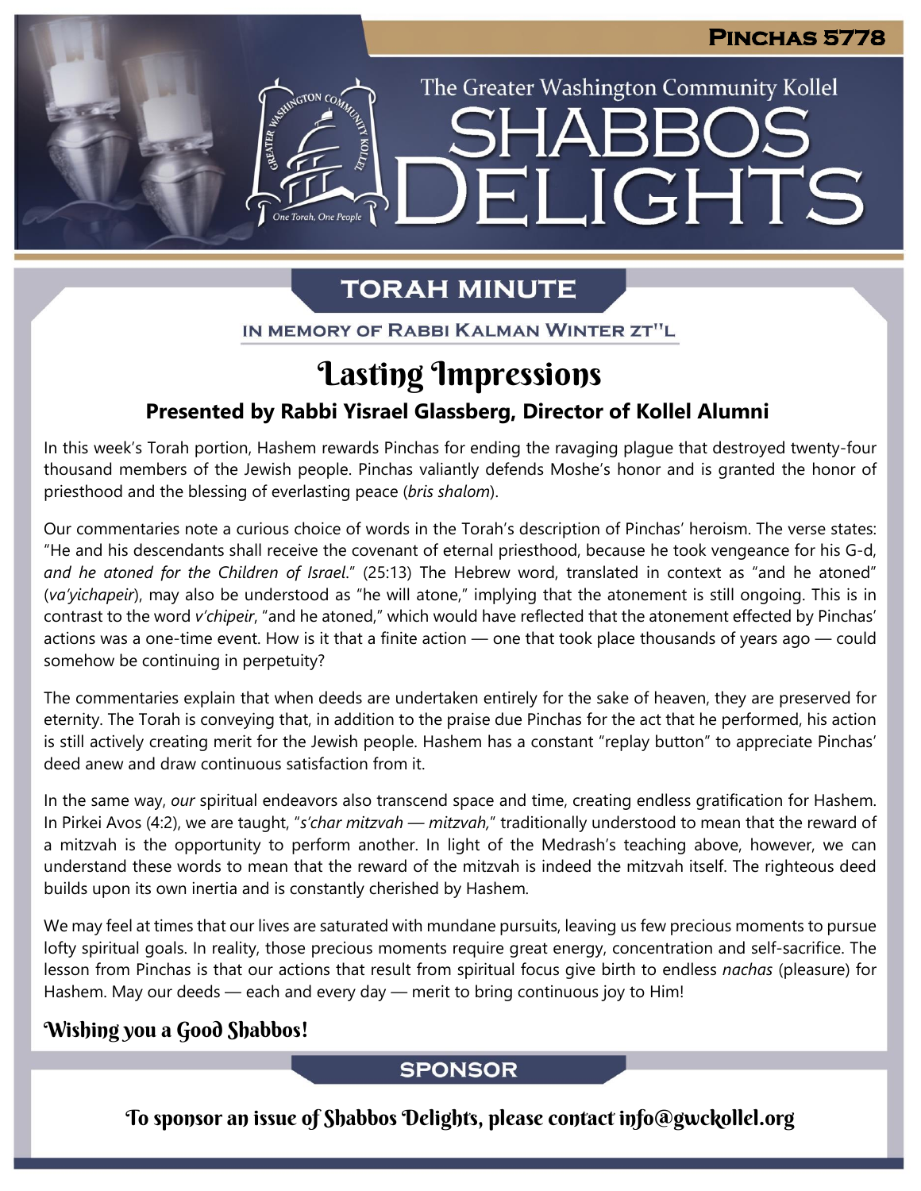# Pinchas 5778

The Greater Washington Community Kollel

# Shabbos Delights

## Torah Minute

IN MEMORY OF RABBI KALMAN WINTER ZT"L

# Lasting Impressions

### Presented by Rabbi Yisrael Glassberg, Director of Kollel Alumni

In this week's Torah portion, Hashem rewards Pinchas for ending the ravaging plague that destroyed twenty-four thousand members of the Jewish people. Pinchas valiantly defends Moshe's honor and is granted the honor of priesthood and the blessing of everlasting peace (*bris shalom*).

Our commentaries note a curious choice of words in the Torah's description of Pinchas' heroism. The verse states: "He and his descendants shall receive the covenant of eternal priesthood, because he took vengeance for his G-d, *and he atoned for the Children of Israel*." (25:13) The Hebrew word, translated in context as "and he atoned" (*va'yichapeir*), may also be understood as "he will atone," implying that the atonement is still ongoing. This is in contrast to the word *v'chipeir*, "and he atoned," which would have reflected that the atonement effected by Pinchas' actions was a one-time event. How is it that a finite action — one that took place thousands of years ago — could somehow be continuing in perpetuity?

The commentaries explain that when deeds are undertaken entirely for the sake of heaven, they are preserved for eternity. The Torah is conveying that, in addition to the praise due Pinchas for the act that he performed, his action is still actively creating merit for the Jewish people. Hashem has a constant "replay button" to appreciate Pinchas' deed anew and draw continuous satisfaction from it.

In the same way, *our* spiritual endeavors also transcend space and time, creating endless gratification for Hashem. In Pirkei Avos (4:2), we are taught, "*s'char mitzvah — mitzvah,*" traditionally understood to mean that the reward of a mitzvah is the opportunity to perform another. In light of the Medrash's teaching above, however, we can understand these words to mean that the reward of the mitzvah is indeed the mitzvah itself. The righteous deed builds upon its own inertia and is constantly cherished by Hashem.

We may feel at times that our lives are saturated with mundane pursuits, leaving us few precious moments to pursue lofty spiritual goals. In reality, those precious moments require great energy, concentration and self-sacrifice. The lesson from Pinchas is that our actions that result from spiritual focus give birth to endless *nachas* (pleasure) for Hashem. May our deeds — each and every day — merit to bring continuous joy to Him!

**Wishing you a Good Shabbos!**

## Sponsor

To sponsor an issue of Shabbos Delights, please contact info@gwckollel.org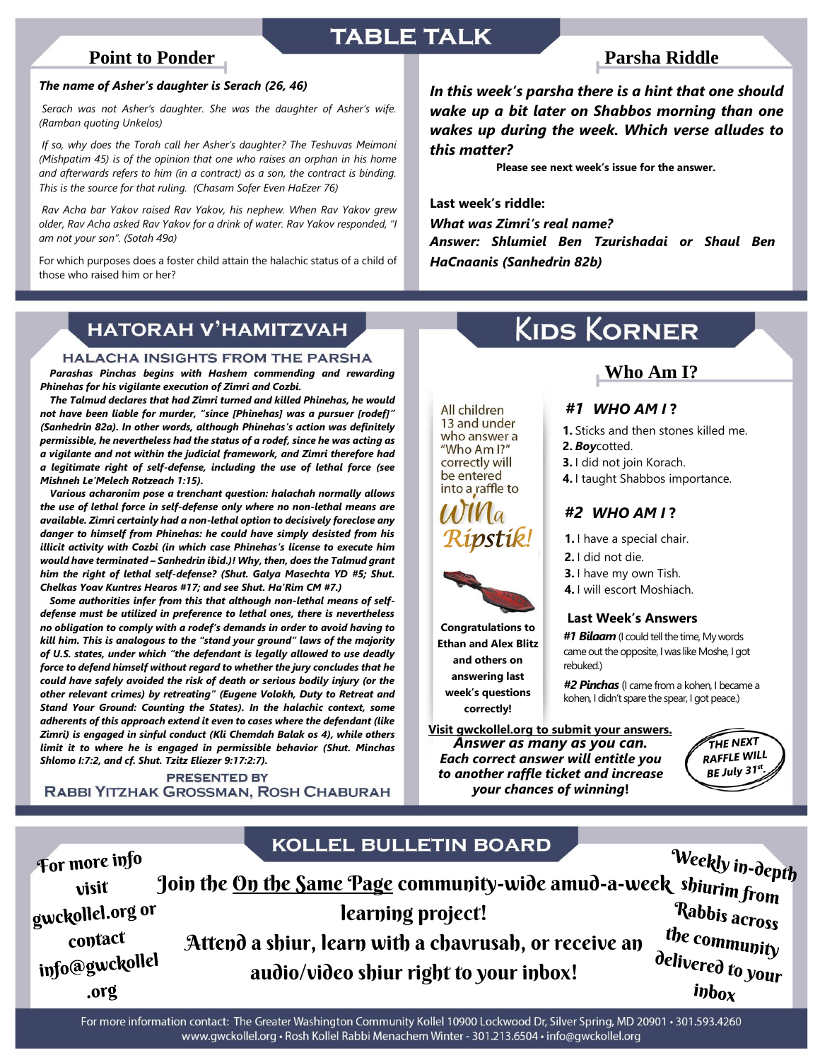# TABLE TALK

## Point to Ponder

***The name of Asher's daughter is Serach (26, 46)***

*Serach was not Asher's daughter. She was the daughter of Asher's wife. (Ramban quoting Unkelos)*

*If so, why does the Torah call her Asher's daughter? The Teshuvas Meimoni (Mishpatim 45) is of the opinion that one who raises an orphan in his home and afterwards refers to him (in a contract) as a son, the contract is binding. This is the source for that ruling. (Chasam Sofer Even HaEzer 76)*

*Rav Acha bar Yakov raised Rav Yakov, his nephew. When Rav Yakov grew older, Rav Acha asked Rav Yakov for a drink of water. Rav Yakov responded, "I am not your son". (Sotah 49a)*

For which purposes does a foster child attain the halachic status of a child of those who raised him or her?

## Parsha Riddle

***In this week's parsha there is a hint that one should wake up a bit later on Shabbos morning than one wakes up during the week. Which verse alludes to this matter?***

**Please see next week's issue for the answer.**

**Last week's riddle:**

***What was Zimri's real name?***

***Answer: Shlumiel Ben Tzurishadai or Shaul Ben HaCnaanis (Sanhedrin 82b)***

# HATORAH V'HAMITZVAH

## HALACHA INSIGHTS FROM THE PARSHA

***Parashas Pinchas begins with Hashem commending and rewarding Phinehas for his vigilante execution of Zimri and Cozbi.***

***The Talmud declares that had Zimri turned and killed Phinehas, he would not have been liable for murder, "since [Phinehas] was a pursuer [rodef]" (Sanhedrin 82a). In other words, although Phinehas's action was definitely permissible, he nevertheless had the status of a rodef, since he was acting as a vigilante and not within the judicial framework, and Zimri therefore had a legitimate right of self-defense, including the use of lethal force (see Mishneh Le'Melech Rotzeach 1:15).***

***Various acharonim pose a trenchant question: halachah normally allows the use of lethal force in self-defense only where no non-lethal means are available. Zimri certainly had a non-lethal option to decisively foreclose any danger to himself from Phinehas: he could have simply desisted from his illicit activity with Cozbi (in which case Phinehas's license to execute him would have terminated – Sanhedrin ibid.)! Why, then, does the Talmud grant him the right of lethal self-defense? (Shut. Galya Masechta YD #5; Shut. Chelkas Yoav Kuntres Hearos #17; and see Shut. Ha'Rim CM #7.)***

***Some authorities infer from this that although non-lethal means of self-defense must be utilized in preference to lethal ones, there is nevertheless no obligation to comply with a rodef's demands in order to avoid having to kill him. This is analogous to the "stand your ground" laws of the majority of U.S. states, under which "the defendant is legally allowed to use deadly force to defend himself without regard to whether the jury concludes that he could have safely avoided the risk of death or serious bodily injury (or the other relevant crimes) by retreating" (Eugene Volokh, Duty to Retreat and Stand Your Ground: Counting the States). In the halachic context, some adherents of this approach extend it even to cases where the defendant (like Zimri) is engaged in sinful conduct (Kli Chemdah Balak os 4), while others limit it to where he is engaged in permissible behavior (Shut. Minchas Shlomo I:7:2, and cf. Shut. Tzitz Eliezer 9:17:2:7).***

PRESENTED BY
RABBI YITZHAK GROSSMAN, ROSH CHABURAH

# KIDS KORNER

All children 13 and under who answer a "Who Am I?" correctly will be entered into a raffle to Win a Ripstik!

**Congratulations to Ethan and Alex Blitz and others on answering last week's questions correctly!**

## Who Am I?

### #1 WHO AM I?

1. Sticks and then stones killed me.
2. ***Boy***cotted.
3. I did not join Korach.
4. I taught Shabbos importance.

### #2 WHO AM I?

1. I have a special chair.
2. I did not die.
3. I have my own Tish.
4. I will escort Moshiach.

### Last Week's Answers

***#1 Bilaam*** (I could tell the time, My words came out the opposite, I was like Moshe, I got rebuked.)

***#2 Pinchas*** (I came from a kohen, I became a kohen, I didn't spare the spear, I got peace.)

**Visit gwckollel.org to submit your answers.**
***Answer as many as you can. Each correct answer will entitle you to another raffle ticket and increase your chances of winning!***

***THE NEXT RAFFLE WILL BE July 31st.***

# KOLLEL BULLETIN BOARD

For more info visit gwckollel.org or contact info@gwckollel.org

Join the On the Same Page community-wide amud-a-week learning project!
Attend a shiur, learn with a chavrusah, or receive an audio/video shiur right to your inbox!

Weekly in-depth shiurim from Rabbis across the community delivered to your inbox

For more information contact: The Greater Washington Community Kollel 10900 Lockwood Dr, Silver Spring, MD 20901 • 301.593.4260
www.gwckollel.org • Rosh Kollel Rabbi Menachem Winter - 301.213.6504 • info@gwckollel.org